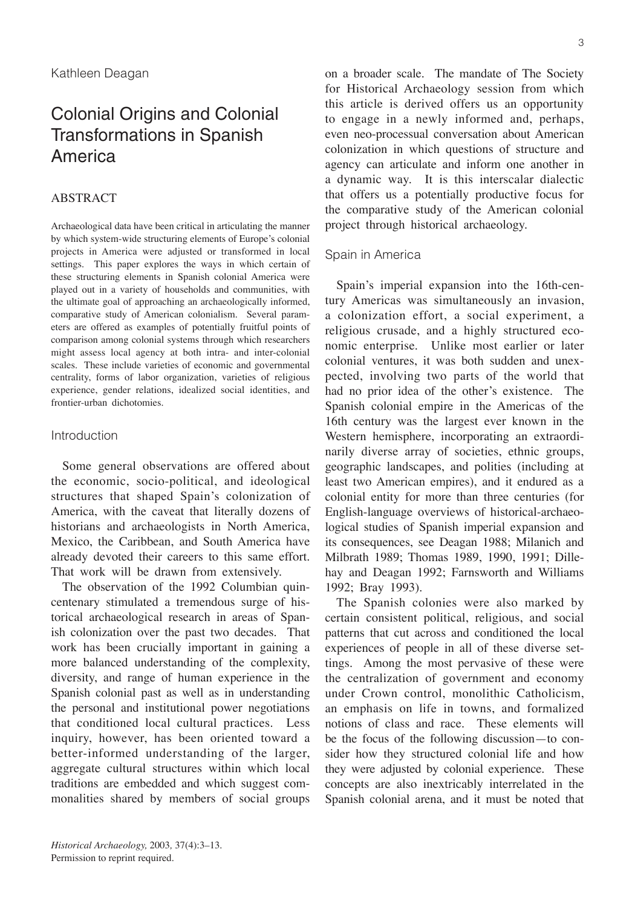Kathleen Deagan

# Colonial Origins and Colonial Transformations in Spanish America

## ABSTRACT

Archaeological data have been critical in articulating the manner by which system-wide structuring elements of Europe's colonial projects in America were adjusted or transformed in local settings. This paper explores the ways in which certain of these structuring elements in Spanish colonial America were played out in a variety of households and communities, with the ultimate goal of approaching an archaeologically informed, comparative study of American colonialism. Several parameters are offered as examples of potentially fruitful points of comparison among colonial systems through which researchers might assess local agency at both intra- and inter-colonial scales. These include varieties of economic and governmental centrality, forms of labor organization, varieties of religious experience, gender relations, idealized social identities, and frontier-urban dichotomies.

## Introduction

Some general observations are offered about the economic, socio-political, and ideological structures that shaped Spain's colonization of America, with the caveat that literally dozens of historians and archaeologists in North America, Mexico, the Caribbean, and South America have already devoted their careers to this same effort. That work will be drawn from extensively.

The observation of the 1992 Columbian quincentenary stimulated a tremendous surge of historical archaeological research in areas of Spanish colonization over the past two decades. That work has been crucially important in gaining a more balanced understanding of the complexity, diversity, and range of human experience in the Spanish colonial past as well as in understanding the personal and institutional power negotiations that conditioned local cultural practices. Less inquiry, however, has been oriented toward a better-informed understanding of the larger, aggregate cultural structures within which local traditions are embedded and which suggest commonalities shared by members of social groups on a broader scale. The mandate of The Society for Historical Archaeology session from which this article is derived offers us an opportunity to engage in a newly informed and, perhaps, even neo-processual conversation about American colonization in which questions of structure and agency can articulate and inform one another in a dynamic way. It is this interscalar dialectic that offers us a potentially productive focus for the comparative study of the American colonial project through historical archaeology.

## Spain in America

Spain's imperial expansion into the 16th-century Americas was simultaneously an invasion, a colonization effort, a social experiment, a religious crusade, and a highly structured economic enterprise. Unlike most earlier or later colonial ventures, it was both sudden and unexpected, involving two parts of the world that had no prior idea of the other's existence. The Spanish colonial empire in the Americas of the 16th century was the largest ever known in the Western hemisphere, incorporating an extraordinarily diverse array of societies, ethnic groups, geographic landscapes, and polities (including at least two American empires), and it endured as a colonial entity for more than three centuries (for English-language overviews of historical-archaeological studies of Spanish imperial expansion and its consequences, see Deagan 1988; Milanich and Milbrath 1989; Thomas 1989, 1990, 1991; Dillehay and Deagan 1992; Farnsworth and Williams 1992; Bray 1993).

The Spanish colonies were also marked by certain consistent political, religious, and social patterns that cut across and conditioned the local experiences of people in all of these diverse settings. Among the most pervasive of these were the centralization of government and economy under Crown control, monolithic Catholicism, an emphasis on life in towns, and formalized notions of class and race. These elements will be the focus of the following discussion—to consider how they structured colonial life and how they were adjusted by colonial experience. These concepts are also inextricably interrelated in the Spanish colonial arena, and it must be noted that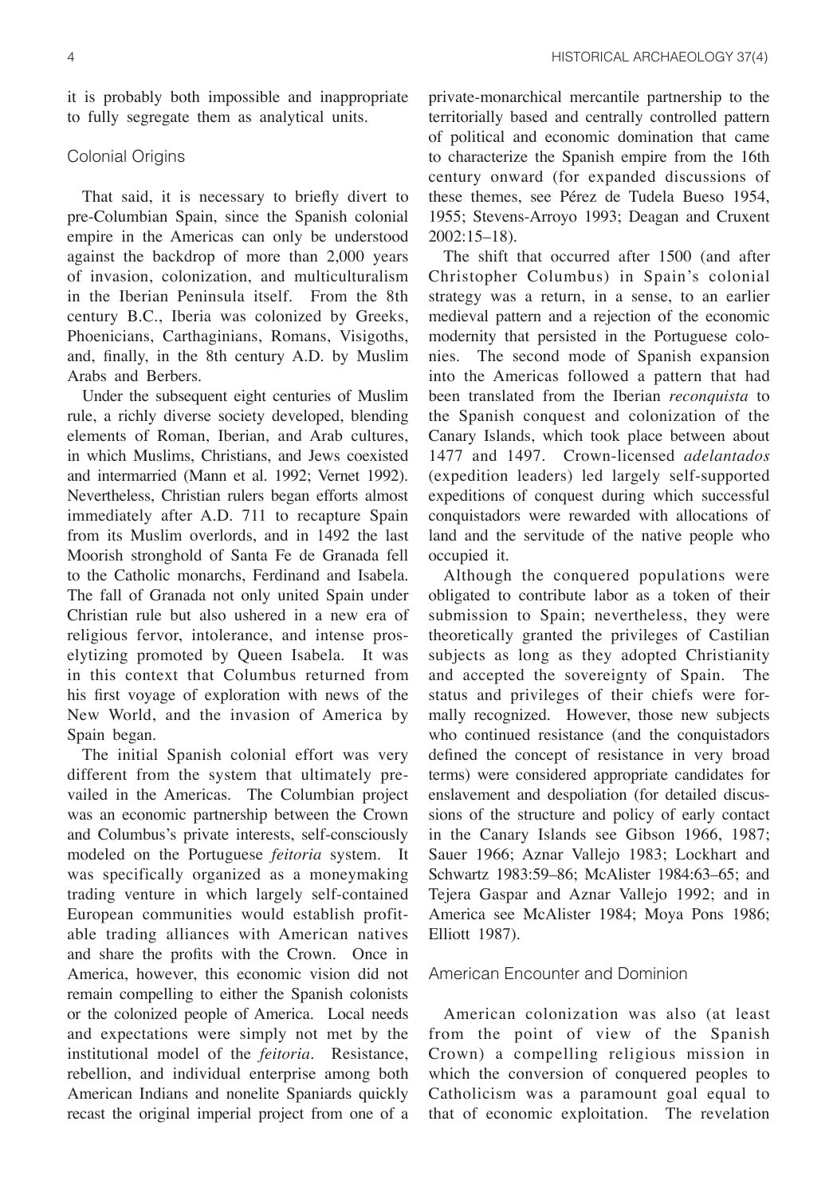it is probably both impossible and inappropriate to fully segregate them as analytical units.

## Colonial Origins

That said, it is necessary to briefly divert to pre-Columbian Spain, since the Spanish colonial empire in the Americas can only be understood against the backdrop of more than 2,000 years of invasion, colonization, and multiculturalism in the Iberian Peninsula itself. From the 8th century B.C., Iberia was colonized by Greeks, Phoenicians, Carthaginians, Romans, Visigoths, and, finally, in the 8th century A.D. by Muslim Arabs and Berbers.

Under the subsequent eight centuries of Muslim rule, a richly diverse society developed, blending elements of Roman, Iberian, and Arab cultures, in which Muslims, Christians, and Jews coexisted and intermarried (Mann et al. 1992; Vernet 1992). Nevertheless, Christian rulers began efforts almost immediately after A.D. 711 to recapture Spain from its Muslim overlords, and in 1492 the last Moorish stronghold of Santa Fe de Granada fell to the Catholic monarchs, Ferdinand and Isabela. The fall of Granada not only united Spain under Christian rule but also ushered in a new era of religious fervor, intolerance, and intense proselytizing promoted by Queen Isabela. It was in this context that Columbus returned from his first voyage of exploration with news of the New World, and the invasion of America by Spain began.

The initial Spanish colonial effort was very different from the system that ultimately prevailed in the Americas. The Columbian project was an economic partnership between the Crown and Columbus's private interests, self-consciously modeled on the Portuguese *feitoria* system. It was specifically organized as a moneymaking trading venture in which largely self-contained European communities would establish profitable trading alliances with American natives and share the profits with the Crown. Once in America, however, this economic vision did not remain compelling to either the Spanish colonists or the colonized people of America. Local needs and expectations were simply not met by the institutional model of the *feitoria*. Resistance, rebellion, and individual enterprise among both American Indians and nonelite Spaniards quickly recast the original imperial project from one of a private-monarchical mercantile partnership to the territorially based and centrally controlled pattern of political and economic domination that came to characterize the Spanish empire from the 16th century onward (for expanded discussions of these themes, see Pérez de Tudela Bueso 1954, 1955; Stevens-Arroyo 1993; Deagan and Cruxent 2002:15–18).

The shift that occurred after 1500 (and after Christopher Columbus) in Spain's colonial strategy was a return, in a sense, to an earlier medieval pattern and a rejection of the economic modernity that persisted in the Portuguese colonies. The second mode of Spanish expansion into the Americas followed a pattern that had been translated from the Iberian *reconquista* to the Spanish conquest and colonization of the Canary Islands, which took place between about 1477 and 1497. Crown-licensed *adelantados* (expedition leaders) led largely self-supported expeditions of conquest during which successful conquistadors were rewarded with allocations of land and the servitude of the native people who occupied it.

Although the conquered populations were obligated to contribute labor as a token of their submission to Spain; nevertheless, they were theoretically granted the privileges of Castilian subjects as long as they adopted Christianity and accepted the sovereignty of Spain. The status and privileges of their chiefs were formally recognized. However, those new subjects who continued resistance (and the conquistadors defined the concept of resistance in very broad terms) were considered appropriate candidates for enslavement and despoliation (for detailed discussions of the structure and policy of early contact in the Canary Islands see Gibson 1966, 1987; Sauer 1966; Aznar Vallejo 1983; Lockhart and Schwartz 1983:59–86; McAlister 1984:63–65; and Tejera Gaspar and Aznar Vallejo 1992; and in America see McAlister 1984; Moya Pons 1986; Elliott 1987).

## American Encounter and Dominion

American colonization was also (at least from the point of view of the Spanish Crown) a compelling religious mission in which the conversion of conquered peoples to Catholicism was a paramount goal equal to that of economic exploitation. The revelation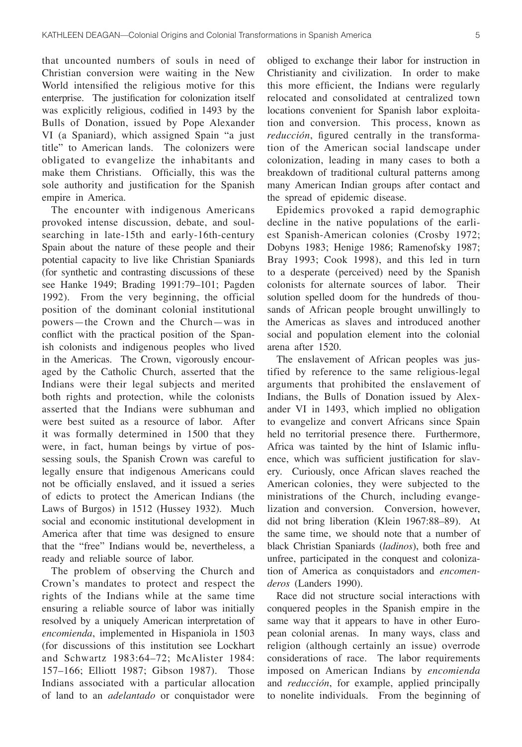that uncounted numbers of souls in need of Christian conversion were waiting in the New World intensified the religious motive for this enterprise. The justification for colonization itself was explicitly religious, codified in 1493 by the Bulls of Donation, issued by Pope Alexander VI (a Spaniard), which assigned Spain "a just title" to American lands. The colonizers were obligated to evangelize the inhabitants and make them Christians. Officially, this was the sole authority and justification for the Spanish empire in America.

The encounter with indigenous Americans provoked intense discussion, debate, and soul-searching in late-15th and early-16th-century Spain about the nature of these people and their potential capacity to live like Christian Spaniards (for synthetic and contrasting discussions of these see Hanke 1949; Brading 1991:79–101; Pagden 1992). From the very beginning, the official position of the dominant colonial institutional powers—the Crown and the Church—was in conflict with the practical position of the Spanish colonists and indigenous peoples who lived in the Americas. The Crown, vigorously encouraged by the Catholic Church, asserted that the Indians were their legal subjects and merited both rights and protection, while the colonists asserted that the Indians were subhuman and were best suited as a resource of labor. After it was formally determined in 1500 that they were, in fact, human beings by virtue of possessing souls, the Spanish Crown was careful to legally ensure that indigenous Americans could not be officially enslaved, and it issued a series of edicts to protect the American Indians (the Laws of Burgos) in 1512 (Hussey 1932). Much social and economic institutional development in America after that time was designed to ensure that the "free" Indians would be, nevertheless, a ready and reliable source of labor.

The problem of observing the Church and Crown's mandates to protect and respect the rights of the Indians while at the same time ensuring a reliable source of labor was initially resolved by a uniquely American interpretation of *encomienda*, implemented in Hispaniola in 1503 (for discussions of this institution see Lockhart and Schwartz 1983:64–72; McAlister 1984: 157–166; Elliott 1987; Gibson 1987). Those Indians associated with a particular allocation of land to an *adelantado* or conquistador were obliged to exchange their labor for instruction in Christianity and civilization. In order to make this more efficient, the Indians were regularly relocated and consolidated at centralized town locations convenient for Spanish labor exploitation and conversion. This process, known as *reducción*, figured centrally in the transformation of the American social landscape under colonization, leading in many cases to both a breakdown of traditional cultural patterns among many American Indian groups after contact and the spread of epidemic disease.

Epidemics provoked a rapid demographic decline in the native populations of the earliest Spanish-American colonies (Crosby 1972; Dobyns 1983; Henige 1986; Ramenofsky 1987; Bray 1993; Cook 1998), and this led in turn to a desperate (perceived) need by the Spanish colonists for alternate sources of labor. Their solution spelled doom for the hundreds of thousands of African people brought unwillingly to the Americas as slaves and introduced another social and population element into the colonial arena after 1520.

The enslavement of African peoples was justified by reference to the same religious-legal arguments that prohibited the enslavement of Indians, the Bulls of Donation issued by Alexander VI in 1493, which implied no obligation to evangelize and convert Africans since Spain held no territorial presence there. Furthermore, Africa was tainted by the hint of Islamic influence, which was sufficient justification for slavery. Curiously, once African slaves reached the American colonies, they were subjected to the ministrations of the Church, including evangelization and conversion. Conversion, however, did not bring liberation (Klein 1967:88–89). At the same time, we should note that a number of black Christian Spaniards (*ladinos*), both free and unfree, participated in the conquest and colonization of America as conquistadors and *encomenderos* (Landers 1990).

Race did not structure social interactions with conquered peoples in the Spanish empire in the same way that it appears to have in other European colonial arenas. In many ways, class and religion (although certainly an issue) overrode considerations of race. The labor requirements imposed on American Indians by *encomienda* and *reducción*, for example, applied principally to nonelite individuals. From the beginning of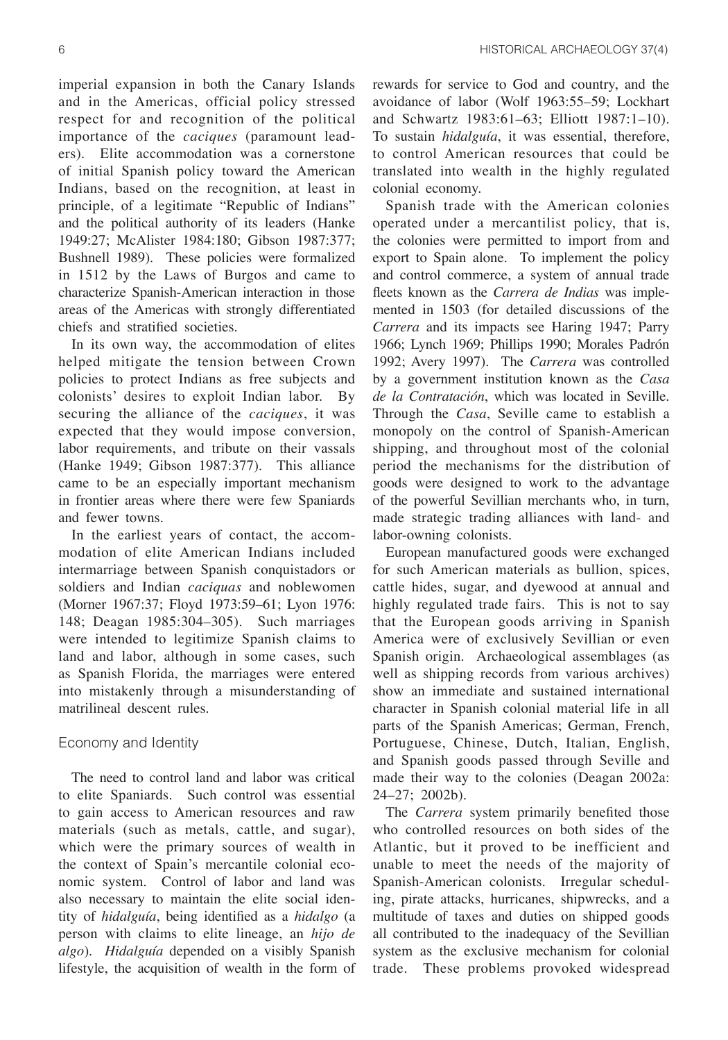imperial expansion in both the Canary Islands and in the Americas, official policy stressed respect for and recognition of the political importance of the *caciques* (paramount leaders). Elite accommodation was a cornerstone of initial Spanish policy toward the American Indians, based on the recognition, at least in principle, of a legitimate "Republic of Indians" and the political authority of its leaders (Hanke 1949:27; McAlister 1984:180; Gibson 1987:377; Bushnell 1989). These policies were formalized in 1512 by the Laws of Burgos and came to characterize Spanish-American interaction in those areas of the Americas with strongly differentiated chiefs and stratified societies.

In its own way, the accommodation of elites helped mitigate the tension between Crown policies to protect Indians as free subjects and colonists' desires to exploit Indian labor. By securing the alliance of the *caciques*, it was expected that they would impose conversion, labor requirements, and tribute on their vassals (Hanke 1949; Gibson 1987:377). This alliance came to be an especially important mechanism in frontier areas where there were few Spaniards and fewer towns.

In the earliest years of contact, the accommodation of elite American Indians included intermarriage between Spanish conquistadors or soldiers and Indian *caciquas* and noblewomen (Morner 1967:37; Floyd 1973:59–61; Lyon 1976: 148; Deagan 1985:304–305). Such marriages were intended to legitimize Spanish claims to land and labor, although in some cases, such as Spanish Florida, the marriages were entered into mistakenly through a misunderstanding of matrilineal descent rules.

## Economy and Identity

The need to control land and labor was critical to elite Spaniards. Such control was essential to gain access to American resources and raw materials (such as metals, cattle, and sugar), which were the primary sources of wealth in the context of Spain's mercantile colonial economic system. Control of labor and land was also necessary to maintain the elite social identity of *hidalguía*, being identified as a *hidalgo* (a person with claims to elite lineage, an *hijo de algo*). *Hidalguía* depended on a visibly Spanish lifestyle, the acquisition of wealth in the form of rewards for service to God and country, and the avoidance of labor (Wolf 1963:55–59; Lockhart and Schwartz 1983:61–63; Elliott 1987:1–10). To sustain *hidalguía*, it was essential, therefore, to control American resources that could be translated into wealth in the highly regulated colonial economy.

Spanish trade with the American colonies operated under a mercantilist policy, that is, the colonies were permitted to import from and export to Spain alone. To implement the policy and control commerce, a system of annual trade fleets known as the *Carrera de Indias* was implemented in 1503 (for detailed discussions of the *Carrera* and its impacts see Haring 1947; Parry 1966; Lynch 1969; Phillips 1990; Morales Padrón 1992; Avery 1997). The *Carrera* was controlled by a government institution known as the *Casa de la Contratación*, which was located in Seville. Through the *Casa*, Seville came to establish a monopoly on the control of Spanish-American shipping, and throughout most of the colonial period the mechanisms for the distribution of goods were designed to work to the advantage of the powerful Sevillian merchants who, in turn, made strategic trading alliances with land- and labor-owning colonists.

European manufactured goods were exchanged for such American materials as bullion, spices, cattle hides, sugar, and dyewood at annual and highly regulated trade fairs. This is not to say that the European goods arriving in Spanish America were of exclusively Sevillian or even Spanish origin. Archaeological assemblages (as well as shipping records from various archives) show an immediate and sustained international character in Spanish colonial material life in all parts of the Spanish Americas; German, French, Portuguese, Chinese, Dutch, Italian, English, and Spanish goods passed through Seville and made their way to the colonies (Deagan 2002a: 24–27; 2002b).

The *Carrera* system primarily benefited those who controlled resources on both sides of the Atlantic, but it proved to be inefficient and unable to meet the needs of the majority of Spanish-American colonists. Irregular scheduling, pirate attacks, hurricanes, shipwrecks, and a multitude of taxes and duties on shipped goods all contributed to the inadequacy of the Sevillian system as the exclusive mechanism for colonial trade. These problems provoked widespread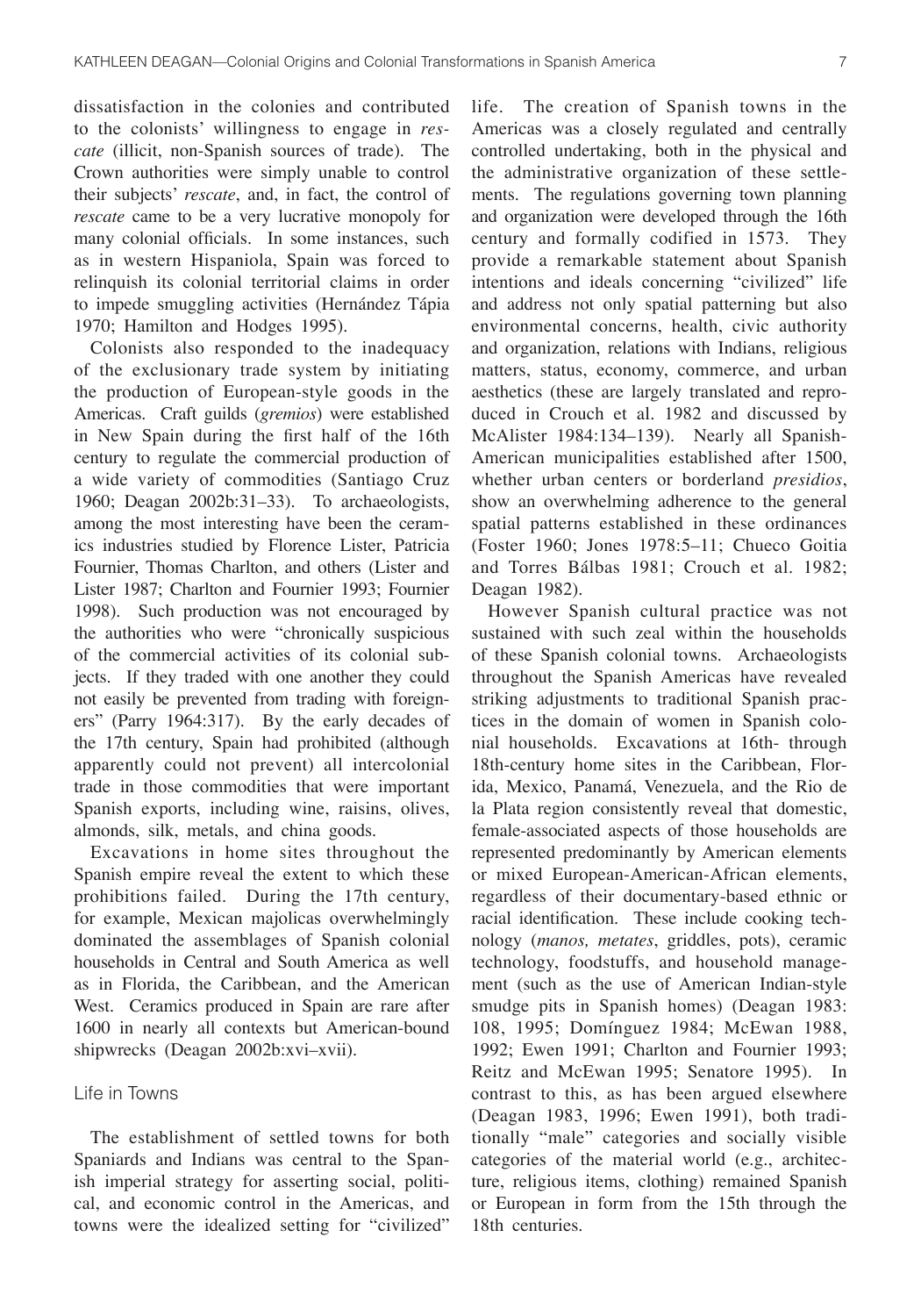dissatisfaction in the colonies and contributed to the colonists' willingness to engage in *rescate* (illicit, non-Spanish sources of trade). The Crown authorities were simply unable to control their subjects' *rescate*, and, in fact, the control of *rescate* came to be a very lucrative monopoly for many colonial officials. In some instances, such as in western Hispaniola, Spain was forced to relinquish its colonial territorial claims in order to impede smuggling activities (Hernández Tápia 1970; Hamilton and Hodges 1995).

Colonists also responded to the inadequacy of the exclusionary trade system by initiating the production of European-style goods in the Americas. Craft guilds (*gremios*) were established in New Spain during the first half of the 16th century to regulate the commercial production of a wide variety of commodities (Santiago Cruz 1960; Deagan 2002b:31–33). To archaeologists, among the most interesting have been the ceramics industries studied by Florence Lister, Patricia Fournier, Thomas Charlton, and others (Lister and Lister 1987; Charlton and Fournier 1993; Fournier 1998). Such production was not encouraged by the authorities who were "chronically suspicious of the commercial activities of its colonial subjects. If they traded with one another they could not easily be prevented from trading with foreigners" (Parry 1964:317). By the early decades of the 17th century, Spain had prohibited (although apparently could not prevent) all intercolonial trade in those commodities that were important Spanish exports, including wine, raisins, olives, almonds, silk, metals, and china goods.

Excavations in home sites throughout the Spanish empire reveal the extent to which these prohibitions failed. During the 17th century, for example, Mexican majolicas overwhelmingly dominated the assemblages of Spanish colonial households in Central and South America as well as in Florida, the Caribbean, and the American West. Ceramics produced in Spain are rare after 1600 in nearly all contexts but American-bound shipwrecks (Deagan 2002b:xvi–xvii).

## Life in Towns

The establishment of settled towns for both Spaniards and Indians was central to the Spanish imperial strategy for asserting social, political, and economic control in the Americas, and towns were the idealized setting for "civilized" life. The creation of Spanish towns in the Americas was a closely regulated and centrally controlled undertaking, both in the physical and the administrative organization of these settlements. The regulations governing town planning and organization were developed through the 16th century and formally codified in 1573. They provide a remarkable statement about Spanish intentions and ideals concerning "civilized" life and address not only spatial patterning but also environmental concerns, health, civic authority and organization, relations with Indians, religious matters, status, economy, commerce, and urban aesthetics (these are largely translated and reproduced in Crouch et al. 1982 and discussed by McAlister 1984:134–139). Nearly all Spanish-American municipalities established after 1500, whether urban centers or borderland *presidios*, show an overwhelming adherence to the general spatial patterns established in these ordinances (Foster 1960; Jones 1978:5–11; Chueco Goitia and Torres Bálbas 1981; Crouch et al. 1982; Deagan 1982).

However Spanish cultural practice was not sustained with such zeal within the households of these Spanish colonial towns. Archaeologists throughout the Spanish Americas have revealed striking adjustments to traditional Spanish practices in the domain of women in Spanish colonial households. Excavations at 16th- through 18th-century home sites in the Caribbean, Florida, Mexico, Panamá, Venezuela, and the Rio de la Plata region consistently reveal that domestic, female-associated aspects of those households are represented predominantly by American elements or mixed European-American-African elements, regardless of their documentary-based ethnic or racial identification. These include cooking technology (*manos, metates*, griddles, pots), ceramic technology, foodstuffs, and household management (such as the use of American Indian-style smudge pits in Spanish homes) (Deagan 1983: 108, 1995; Domínguez 1984; McEwan 1988, 1992; Ewen 1991; Charlton and Fournier 1993; Reitz and McEwan 1995; Senatore 1995). In contrast to this, as has been argued elsewhere (Deagan 1983, 1996; Ewen 1991), both traditionally "male" categories and socially visible categories of the material world (e.g., architecture, religious items, clothing) remained Spanish or European in form from the 15th through the 18th centuries.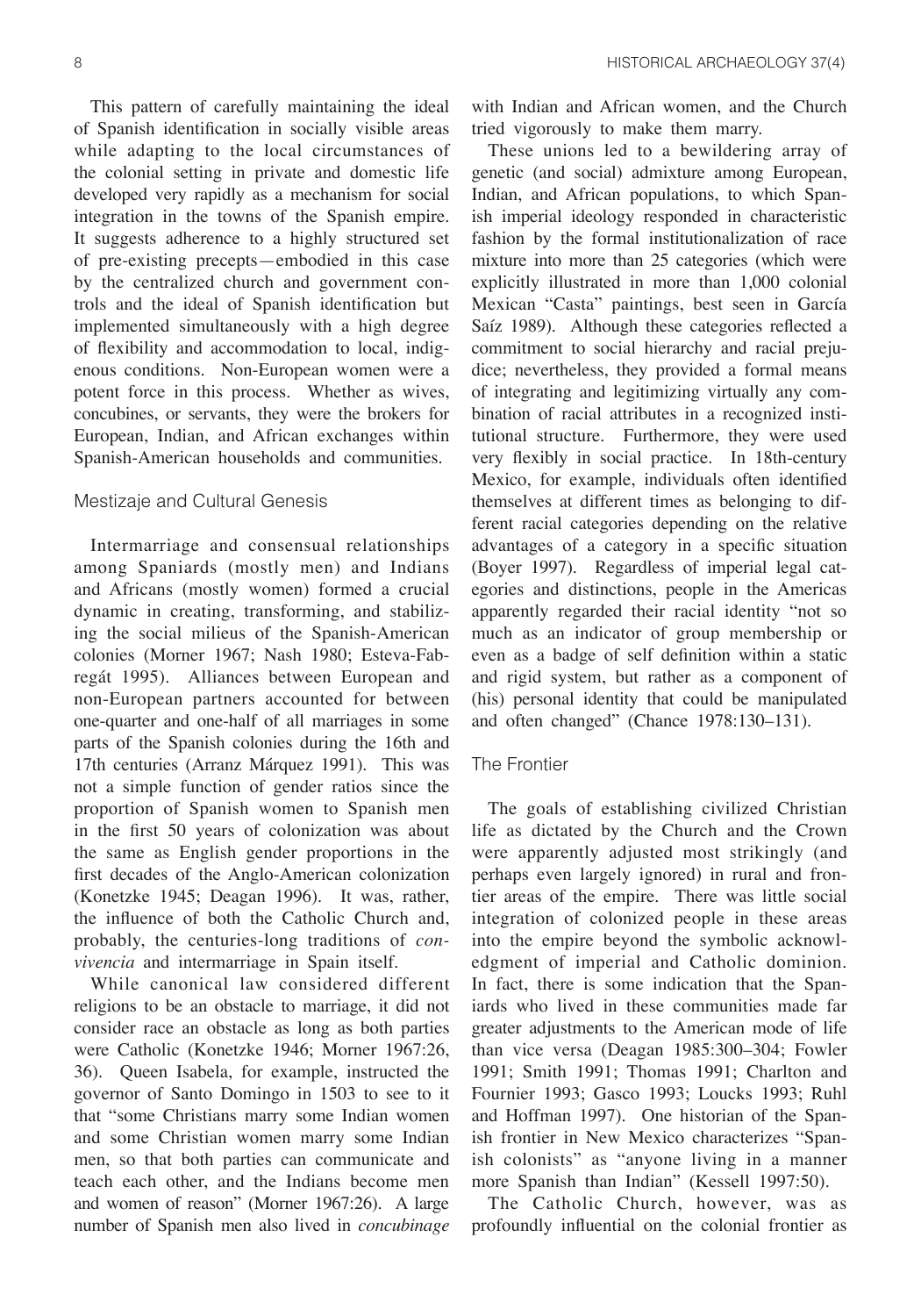This pattern of carefully maintaining the ideal of Spanish identification in socially visible areas while adapting to the local circumstances of the colonial setting in private and domestic life developed very rapidly as a mechanism for social integration in the towns of the Spanish empire. It suggests adherence to a highly structured set of pre-existing precepts—embodied in this case by the centralized church and government controls and the ideal of Spanish identification but implemented simultaneously with a high degree of flexibility and accommodation to local, indigenous conditions. Non-European women were a potent force in this process. Whether as wives, concubines, or servants, they were the brokers for European, Indian, and African exchanges within Spanish-American households and communities.

## Mestizaje and Cultural Genesis

Intermarriage and consensual relationships among Spaniards (mostly men) and Indians and Africans (mostly women) formed a crucial dynamic in creating, transforming, and stabilizing the social milieus of the Spanish-American colonies (Morner 1967; Nash 1980; Esteva-Fabregát 1995). Alliances between European and non-European partners accounted for between one-quarter and one-half of all marriages in some parts of the Spanish colonies during the 16th and 17th centuries (Arranz Márquez 1991). This was not a simple function of gender ratios since the proportion of Spanish women to Spanish men in the first 50 years of colonization was about the same as English gender proportions in the first decades of the Anglo-American colonization (Konetzke 1945; Deagan 1996). It was, rather, the influence of both the Catholic Church and, probably, the centuries-long traditions of *convivencia* and intermarriage in Spain itself.

While canonical law considered different religions to be an obstacle to marriage, it did not consider race an obstacle as long as both parties were Catholic (Konetzke 1946; Morner 1967:26, 36). Queen Isabela, for example, instructed the governor of Santo Domingo in 1503 to see to it that "some Christians marry some Indian women and some Christian women marry some Indian men, so that both parties can communicate and teach each other, and the Indians become men and women of reason" (Morner 1967:26). A large number of Spanish men also lived in *concubinage* with Indian and African women, and the Church tried vigorously to make them marry.

These unions led to a bewildering array of genetic (and social) admixture among European, Indian, and African populations, to which Spanish imperial ideology responded in characteristic fashion by the formal institutionalization of race mixture into more than 25 categories (which were explicitly illustrated in more than 1,000 colonial Mexican "Casta" paintings, best seen in García Saíz 1989). Although these categories reflected a commitment to social hierarchy and racial prejudice; nevertheless, they provided a formal means of integrating and legitimizing virtually any combination of racial attributes in a recognized institutional structure. Furthermore, they were used very flexibly in social practice. In 18th-century Mexico, for example, individuals often identified themselves at different times as belonging to different racial categories depending on the relative advantages of a category in a specific situation (Boyer 1997). Regardless of imperial legal categories and distinctions, people in the Americas apparently regarded their racial identity "not so much as an indicator of group membership or even as a badge of self definition within a static and rigid system, but rather as a component of (his) personal identity that could be manipulated and often changed" (Chance 1978:130–131).

## The Frontier

The goals of establishing civilized Christian life as dictated by the Church and the Crown were apparently adjusted most strikingly (and perhaps even largely ignored) in rural and frontier areas of the empire. There was little social integration of colonized people in these areas into the empire beyond the symbolic acknowledgment of imperial and Catholic dominion. In fact, there is some indication that the Spaniards who lived in these communities made far greater adjustments to the American mode of life than vice versa (Deagan 1985:300–304; Fowler 1991; Smith 1991; Thomas 1991; Charlton and Fournier 1993; Gasco 1993; Loucks 1993; Ruhl and Hoffman 1997). One historian of the Spanish frontier in New Mexico characterizes "Spanish colonists" as "anyone living in a manner more Spanish than Indian" (Kessell 1997:50).

The Catholic Church, however, was as profoundly influential on the colonial frontier as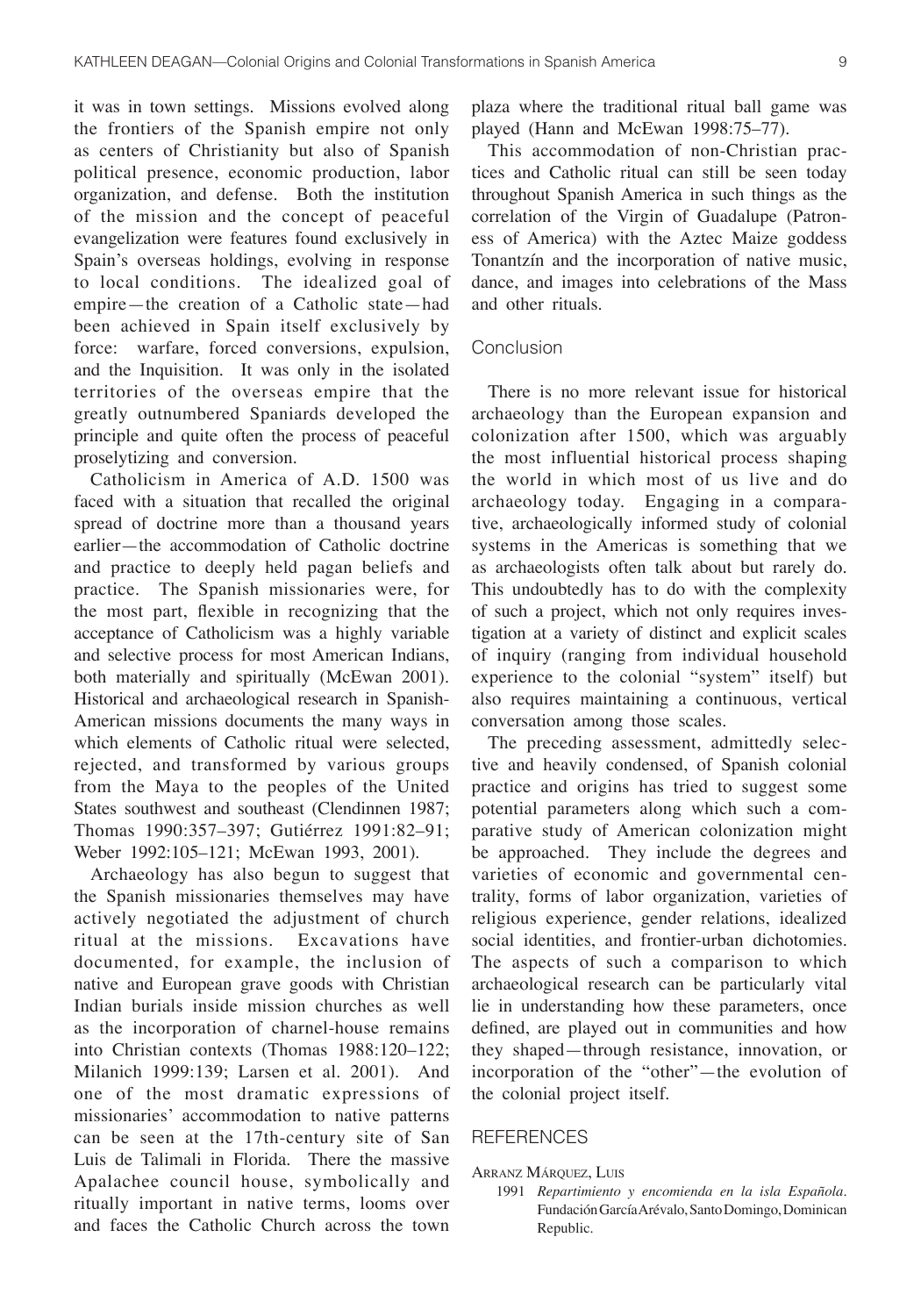it was in town settings. Missions evolved along the frontiers of the Spanish empire not only as centers of Christianity but also of Spanish political presence, economic production, labor organization, and defense. Both the institution of the mission and the concept of peaceful evangelization were features found exclusively in Spain's overseas holdings, evolving in response to local conditions. The idealized goal of empire—the creation of a Catholic state—had been achieved in Spain itself exclusively by force: warfare, forced conversions, expulsion, and the Inquisition. It was only in the isolated territories of the overseas empire that the greatly outnumbered Spaniards developed the principle and quite often the process of peaceful proselytizing and conversion.

Catholicism in America of A.D. 1500 was faced with a situation that recalled the original spread of doctrine more than a thousand years earlier—the accommodation of Catholic doctrine and practice to deeply held pagan beliefs and practice. The Spanish missionaries were, for the most part, flexible in recognizing that the acceptance of Catholicism was a highly variable and selective process for most American Indians, both materially and spiritually (McEwan 2001). Historical and archaeological research in Spanish-American missions documents the many ways in which elements of Catholic ritual were selected, rejected, and transformed by various groups from the Maya to the peoples of the United States southwest and southeast (Clendinnen 1987; Thomas 1990:357–397; Gutiérrez 1991:82–91; Weber 1992:105–121; McEwan 1993, 2001).

Archaeology has also begun to suggest that the Spanish missionaries themselves may have actively negotiated the adjustment of church ritual at the missions. Excavations have documented, for example, the inclusion of native and European grave goods with Christian Indian burials inside mission churches as well as the incorporation of charnel-house remains into Christian contexts (Thomas 1988:120–122; Milanich 1999:139; Larsen et al. 2001). And one of the most dramatic expressions of missionaries' accommodation to native patterns can be seen at the 17th-century site of San Luis de Talimali in Florida. There the massive Apalachee council house, symbolically and ritually important in native terms, looms over and faces the Catholic Church across the town plaza where the traditional ritual ball game was played (Hann and McEwan 1998:75–77).

This accommodation of non-Christian practices and Catholic ritual can still be seen today throughout Spanish America in such things as the correlation of the Virgin of Guadalupe (Patroness of America) with the Aztec Maize goddess Tonantzín and the incorporation of native music, dance, and images into celebrations of the Mass and other rituals.

## Conclusion

There is no more relevant issue for historical archaeology than the European expansion and colonization after 1500, which was arguably the most influential historical process shaping the world in which most of us live and do archaeology today. Engaging in a comparative, archaeologically informed study of colonial systems in the Americas is something that we as archaeologists often talk about but rarely do. This undoubtedly has to do with the complexity of such a project, which not only requires investigation at a variety of distinct and explicit scales of inquiry (ranging from individual household experience to the colonial "system" itself) but also requires maintaining a continuous, vertical conversation among those scales.

The preceding assessment, admittedly selective and heavily condensed, of Spanish colonial practice and origins has tried to suggest some potential parameters along which such a comparative study of American colonization might be approached. They include the degrees and varieties of economic and governmental centrality, forms of labor organization, varieties of religious experience, gender relations, idealized social identities, and frontier-urban dichotomies. The aspects of such a comparison to which archaeological research can be particularly vital lie in understanding how these parameters, once defined, are played out in communities and how they shaped—through resistance, innovation, or incorporation of the "other"—the evolution of the colonial project itself.

## REFERENCES

ARRANZ MÁRQUEZ, LUIS
1991 *Repartimiento y encomienda en la isla Española*. Fundación García Arévalo, Santo Domingo, Dominican Republic.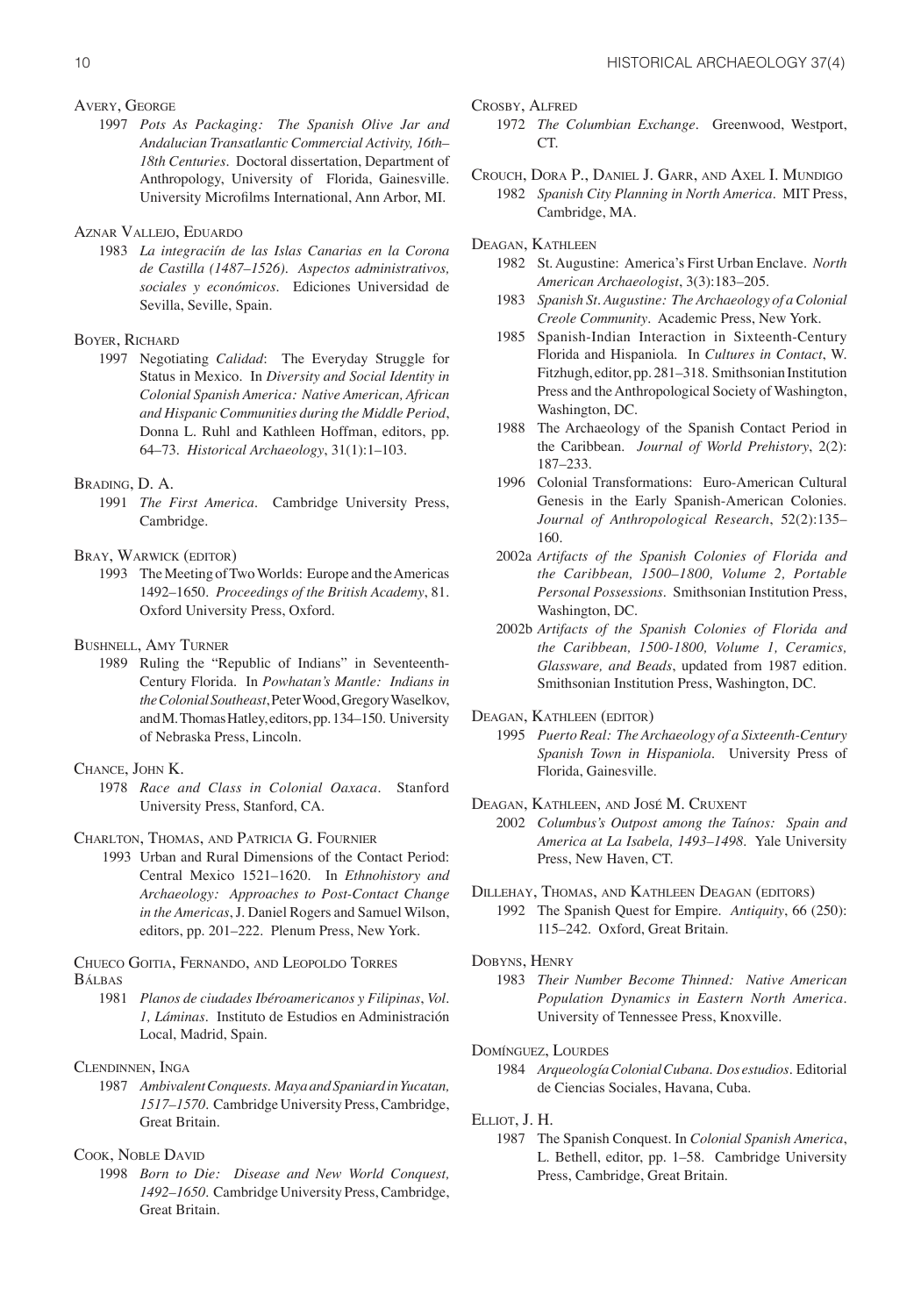AVERY, GEORGE

1997 *Pots As Packaging: The Spanish Olive Jar and Andalucian Transatlantic Commercial Activity, 16th–18th Centuries*. Doctoral dissertation, Department of Anthropology, University of Florida, Gainesville. University Microfilms International, Ann Arbor, MI.

AZNAR VALLEJO, EDUARDO

1983 *La integraciín de las Islas Canarias en la Corona de Castilla (1487–1526). Aspectos administrativos, sociales y económicos*. Ediciones Universidad de Sevilla, Seville, Spain.

BOYER, RICHARD

1997 Negotiating *Calidad*: The Everyday Struggle for Status in Mexico. In *Diversity and Social Identity in Colonial Spanish America: Native American, African and Hispanic Communities during the Middle Period*, Donna L. Ruhl and Kathleen Hoffman, editors, pp. 64–73. *Historical Archaeology*, 31(1):1–103.

BRADING, D. A.

1991 *The First America*. Cambridge University Press, Cambridge.

BRAY, WARWICK (EDITOR)

1993 The Meeting of Two Worlds: Europe and the Americas 1492–1650. *Proceedings of the British Academy*, 81. Oxford University Press, Oxford.

BUSHNELL, AMY TURNER

1989 Ruling the "Republic of Indians" in Seventeenth-Century Florida. In *Powhatan's Mantle: Indians in the Colonial Southeast*, Peter Wood, Gregory Waselkov, and M. Thomas Hatley, editors, pp. 134–150. University of Nebraska Press, Lincoln.

CHANCE, JOHN K.

1978 *Race and Class in Colonial Oaxaca*. Stanford University Press, Stanford, CA.

CHARLTON, THOMAS, AND PATRICIA G. FOURNIER

1993 Urban and Rural Dimensions of the Contact Period: Central Mexico 1521–1620. In *Ethnohistory and Archaeology: Approaches to Post-Contact Change in the Americas*, J. Daniel Rogers and Samuel Wilson, editors, pp. 201–222. Plenum Press, New York.

CHUECO GOITIA, FERNANDO, AND LEOPOLDO TORRES BÁLBAS

1981 *Planos de ciudades Ibéroamericanos y Filipinas*, *Vol. 1, Láminas*. Instituto de Estudios en Administración Local, Madrid, Spain.

CLENDINNEN, INGA

1987 *Ambivalent Conquests. Maya and Spaniard in Yucatan, 1517–1570*. Cambridge University Press, Cambridge, Great Britain.

COOK, NOBLE DAVID

1998 *Born to Die: Disease and New World Conquest, 1492–1650*. Cambridge University Press, Cambridge, Great Britain.

CROSBY, ALFRED

1972 *The Columbian Exchange*. Greenwood, Westport, CT.

CROUCH, DORA P., DANIEL J. GARR, AND AXEL I. MUNDIGO

1982 *Spanish City Planning in North America*. MIT Press, Cambridge, MA.

DEAGAN, KATHLEEN

1982 St. Augustine: America's First Urban Enclave. *North American Archaeologist*, 3(3):183–205.

1983 *Spanish St. Augustine: The Archaeology of a Colonial Creole Community*. Academic Press, New York.

1985 Spanish-Indian Interaction in Sixteenth-Century Florida and Hispaniola. In *Cultures in Contact*, W. Fitzhugh, editor, pp. 281–318. Smithsonian Institution Press and the Anthropological Society of Washington, Washington, DC.

1988 The Archaeology of the Spanish Contact Period in the Caribbean. *Journal of World Prehistory*, 2(2): 187–233.

1996 Colonial Transformations: Euro-American Cultural Genesis in the Early Spanish-American Colonies. *Journal of Anthropological Research*, 52(2):135–160.

2002a *Artifacts of the Spanish Colonies of Florida and the Caribbean, 1500–1800, Volume 2, Portable Personal Possessions*. Smithsonian Institution Press, Washington, DC.

2002b *Artifacts of the Spanish Colonies of Florida and the Caribbean, 1500-1800, Volume 1, Ceramics, Glassware, and Beads*, updated from 1987 edition. Smithsonian Institution Press, Washington, DC.

DEAGAN, KATHLEEN (EDITOR)

1995 *Puerto Real: The Archaeology of a Sixteenth-Century Spanish Town in Hispaniola*. University Press of Florida, Gainesville.

DEAGAN, KATHLEEN, AND JOSÉ M. CRUXENT

2002 *Columbus's Outpost among the Taínos: Spain and America at La Isabela, 1493–1498*. Yale University Press, New Haven, CT.

DILLEHAY, THOMAS, AND KATHLEEN DEAGAN (EDITORS)

1992 The Spanish Quest for Empire. *Antiquity*, 66 (250): 115–242. Oxford, Great Britain.

DOBYNS, HENRY

1983 *Their Number Become Thinned: Native American Population Dynamics in Eastern North America*. University of Tennessee Press, Knoxville.

DOMÍNGUEZ, LOURDES

1984 *Arqueología Colonial Cubana. Dos estudios*. Editorial de Ciencias Sociales, Havana, Cuba.

ELLIOT, J. H.

1987 The Spanish Conquest. In *Colonial Spanish America*, L. Bethell, editor, pp. 1–58. Cambridge University Press, Cambridge, Great Britain.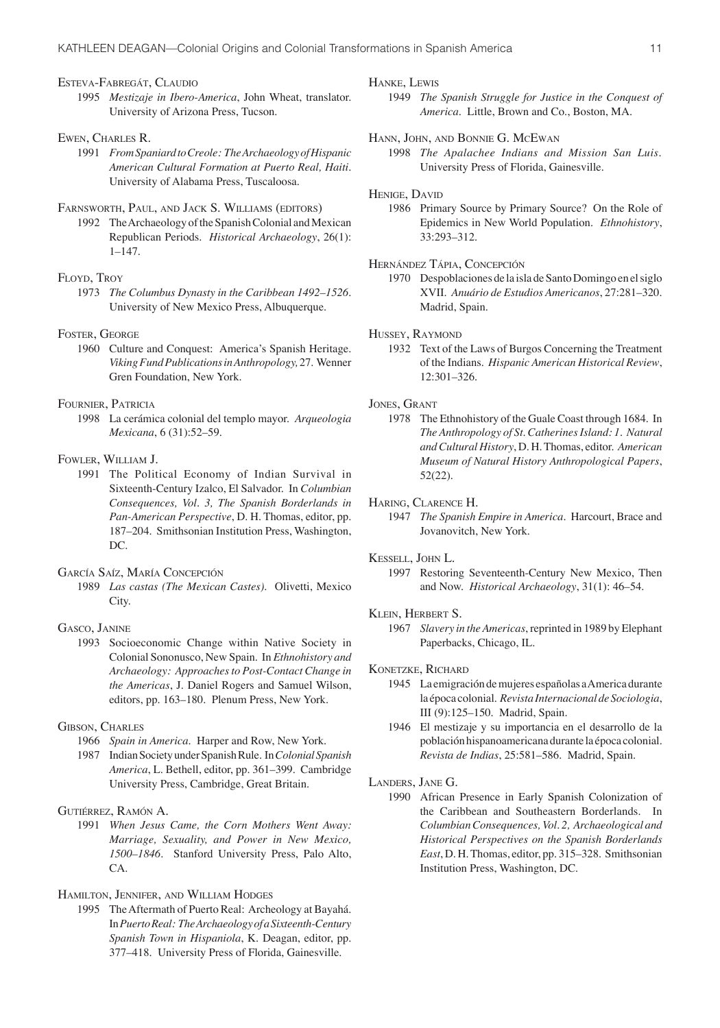Esteva-Fabregát, Claudio

1995 *Mestizaje in Ibero-America*, John Wheat, translator. University of Arizona Press, Tucson.

Ewen, Charles R.

1991 *From Spaniard to Creole: The Archaeology of Hispanic American Cultural Formation at Puerto Real, Haiti*. University of Alabama Press, Tuscaloosa.

Farnsworth, Paul, and Jack S. Williams (editors)

1992 The Archaeology of the Spanish Colonial and Mexican Republican Periods. *Historical Archaeology*, 26(1): 1–147.

Floyd, Troy

1973 *The Columbus Dynasty in the Caribbean 1492–1526*. University of New Mexico Press, Albuquerque.

Foster, George

1960 Culture and Conquest: America's Spanish Heritage. *Viking Fund Publications in Anthropology,* 27. Wenner Gren Foundation, New York.

Fournier, Patricia

1998 La cerámica colonial del templo mayor. *Arqueologia Mexicana*, 6 (31):52–59.

Fowler, William J.

1991 The Political Economy of Indian Survival in Sixteenth-Century Izalco, El Salvador. In *Columbian Consequences, Vol. 3, The Spanish Borderlands in Pan-American Perspective*, D. H. Thomas, editor, pp. 187–204. Smithsonian Institution Press, Washington, DC.

García Saíz, María Concepción

1989 *Las castas (The Mexican Castes).* Olivetti, Mexico City.

Gasco, Janine

1993 Socioeconomic Change within Native Society in Colonial Sononusco, New Spain. In *Ethnohistory and Archaeology: Approaches to Post-Contact Change in the Americas*, J. Daniel Rogers and Samuel Wilson, editors, pp. 163–180. Plenum Press, New York.

Gibson, Charles

1966 *Spain in America*. Harper and Row, New York.

1987 Indian Society under Spanish Rule. In *Colonial Spanish America*, L. Bethell, editor, pp. 361–399. Cambridge University Press, Cambridge, Great Britain.

Gutiérrez, Ramón A.

1991 *When Jesus Came, the Corn Mothers Went Away: Marriage, Sexuality, and Power in New Mexico, 1500–1846*. Stanford University Press, Palo Alto, CA.

Hamilton, Jennifer, and William Hodges

1995 The Aftermath of Puerto Real: Archeology at Bayahá. In *Puerto Real: The Archaeology of a Sixteenth-Century Spanish Town in Hispaniola*, K. Deagan, editor, pp. 377–418. University Press of Florida, Gainesville.

Hanke, Lewis

1949 *The Spanish Struggle for Justice in the Conquest of America*. Little, Brown and Co., Boston, MA.

Hann, John, and Bonnie G. McEwan

1998 *The Apalachee Indians and Mission San Luis*. University Press of Florida, Gainesville.

Henige, David

1986 Primary Source by Primary Source? On the Role of Epidemics in New World Population. *Ethnohistory*, 33:293–312.

Hernández Tápia, Concepción

1970 Despoblaciones de la isla de Santo Domingo en el siglo XVII. *Anuário de Estudios Americanos*, 27:281–320. Madrid, Spain.

Hussey, Raymond

1932 Text of the Laws of Burgos Concerning the Treatment of the Indians. *Hispanic American Historical Review*, 12:301–326.

Jones, Grant

1978 The Ethnohistory of the Guale Coast through 1684. In *The Anthropology of St. Catherines Island: 1. Natural and Cultural History*, D. H. Thomas, editor. *American Museum of Natural History Anthropological Papers*, 52(22).

Haring, Clarence H.

1947 *The Spanish Empire in America*. Harcourt, Brace and Jovanovitch, New York.

Kessell, John L.

1997 Restoring Seventeenth-Century New Mexico, Then and Now. *Historical Archaeology*, 31(1): 46–54.

Klein, Herbert S.

1967 *Slavery in the Americas*, reprinted in 1989 by Elephant Paperbacks, Chicago, IL.

Konetzke, Richard

1945 La emigración de mujeres españolas a America durante la época colonial. *Revista Internacional de Sociologia*, III (9):125–150. Madrid, Spain.

1946 El mestizaje y su importancia en el desarrollo de la población hispanoamericana durante la época colonial. *Revista de Indias*, 25:581–586. Madrid, Spain.

Landers, Jane G.

1990 African Presence in Early Spanish Colonization of the Caribbean and Southeastern Borderlands. In *Columbian Consequences, Vol. 2, Archaeological and Historical Perspectives on the Spanish Borderlands East*, D. H. Thomas, editor, pp. 315–328. Smithsonian Institution Press, Washington, DC.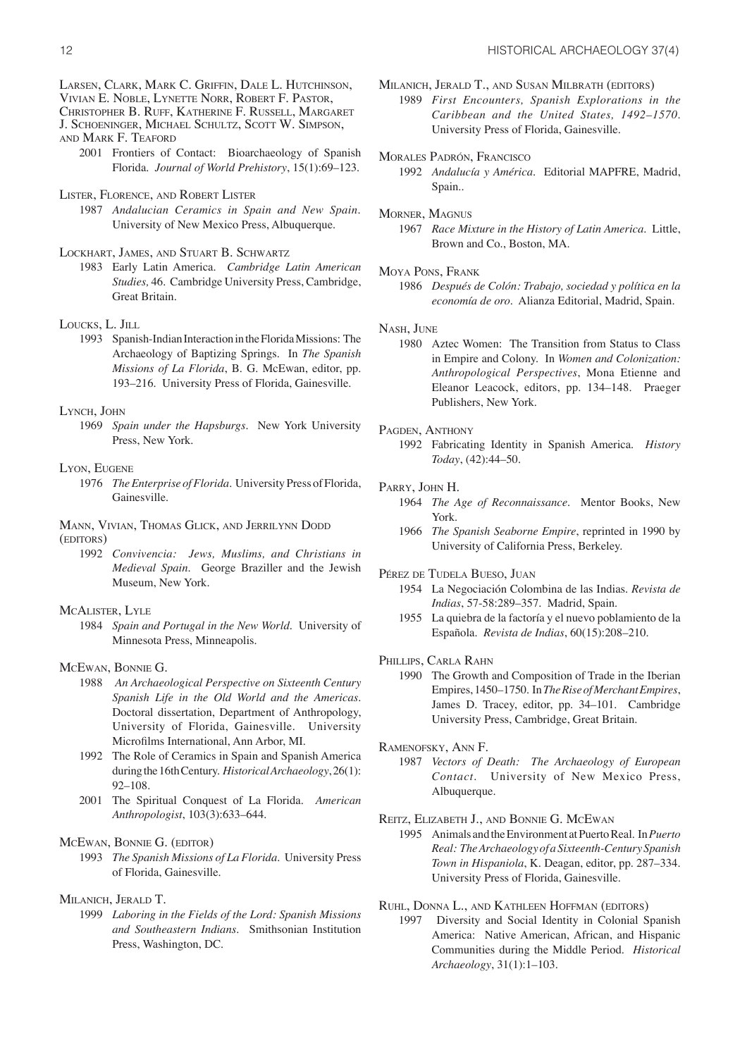Larsen, Clark, Mark C. Griffin, Dale L. Hutchinson, Vivian E. Noble, Lynette Norr, Robert F. Pastor, Christopher B. Ruff, Katherine F. Russell, Margaret J. Schoeninger, Michael Schultz, Scott W. Simpson, and Mark F. Teaford

2001 Frontiers of Contact: Bioarchaeology of Spanish Florida. *Journal of World Prehistory*, 15(1):69–123.

Lister, Florence, and Robert Lister

1987 *Andalucian Ceramics in Spain and New Spain*. University of New Mexico Press, Albuquerque.

Lockhart, James, and Stuart B. Schwartz

1983 Early Latin America. *Cambridge Latin American Studies,* 46. Cambridge University Press, Cambridge, Great Britain.

Loucks, L. Jill

1993 Spanish-Indian Interaction in the Florida Missions: The Archaeology of Baptizing Springs. In *The Spanish Missions of La Florida*, B. G. McEwan, editor, pp. 193–216. University Press of Florida, Gainesville.

Lynch, John

1969 *Spain under the Hapsburgs*. New York University Press, New York.

Lyon, Eugene

1976 *The Enterprise of Florida*. University Press of Florida, Gainesville.

Mann, Vivian, Thomas Glick, and Jerrilynn Dodd (editors)

1992 *Convivencia: Jews, Muslims, and Christians in Medieval Spain*. George Braziller and the Jewish Museum, New York.

McAlister, Lyle

1984 *Spain and Portugal in the New World*. University of Minnesota Press, Minneapolis.

McEwan, Bonnie G.

1988 *An Archaeological Perspective on Sixteenth Century Spanish Life in the Old World and the Americas*. Doctoral dissertation, Department of Anthropology, University of Florida, Gainesville. University Microfilms International, Ann Arbor, MI.

1992 The Role of Ceramics in Spain and Spanish America during the 16th Century. *Historical Archaeology*, 26(1): 92–108.

2001 The Spiritual Conquest of La Florida. *American Anthropologist*, 103(3):633–644.

McEwan, Bonnie G. (editor)

1993 *The Spanish Missions of La Florida*. University Press of Florida, Gainesville.

Milanich, Jerald T.

1999 *Laboring in the Fields of the Lord: Spanish Missions and Southeastern Indians*. Smithsonian Institution Press, Washington, DC.

Milanich, Jerald T., and Susan Milbrath (editors)

1989 *First Encounters, Spanish Explorations in the Caribbean and the United States, 1492–1570*. University Press of Florida, Gainesville.

Morales Padrón, Francisco

1992 *Andalucía y América*. Editorial MAPFRE, Madrid, Spain..

Morner, Magnus

1967 *Race Mixture in the History of Latin America*. Little, Brown and Co., Boston, MA.

Moya Pons, Frank

1986 *Después de Colón: Trabajo, sociedad y política en la economía de oro*. Alianza Editorial, Madrid, Spain.

Nash, June

1980 Aztec Women: The Transition from Status to Class in Empire and Colony. In *Women and Colonization: Anthropological Perspectives*, Mona Etienne and Eleanor Leacock, editors, pp. 134–148. Praeger Publishers, New York.

Pagden, Anthony

1992 Fabricating Identity in Spanish America. *History Today*, (42):44–50.

Parry, John H.

1964 *The Age of Reconnaissance*. Mentor Books, New York.

1966 *The Spanish Seaborne Empire*, reprinted in 1990 by University of California Press, Berkeley.

Pérez de Tudela Bueso, Juan

1954 La Negociación Colombina de las Indias. *Revista de Indias*, 57-58:289–357. Madrid, Spain.

1955 La quiebra de la factoría y el nuevo poblamiento de la Española. *Revista de Indias*, 60(15):208–210.

Phillips, Carla Rahn

1990 The Growth and Composition of Trade in the Iberian Empires, 1450–1750. In *The Rise of Merchant Empires*, James D. Tracey, editor, pp. 34–101. Cambridge University Press, Cambridge, Great Britain.

Ramenofsky, Ann F.

1987 *Vectors of Death: The Archaeology of European Contact*. University of New Mexico Press, Albuquerque.

Reitz, Elizabeth J., and Bonnie G. McEwan

1995 Animals and the Environment at Puerto Real. In *Puerto Real: The Archaeology of a Sixteenth-Century Spanish Town in Hispaniola*, K. Deagan, editor, pp. 287–334. University Press of Florida, Gainesville.

Ruhl, Donna L., and Kathleen Hoffman (editors)

1997 Diversity and Social Identity in Colonial Spanish America: Native American, African, and Hispanic Communities during the Middle Period. *Historical Archaeology*, 31(1):1–103.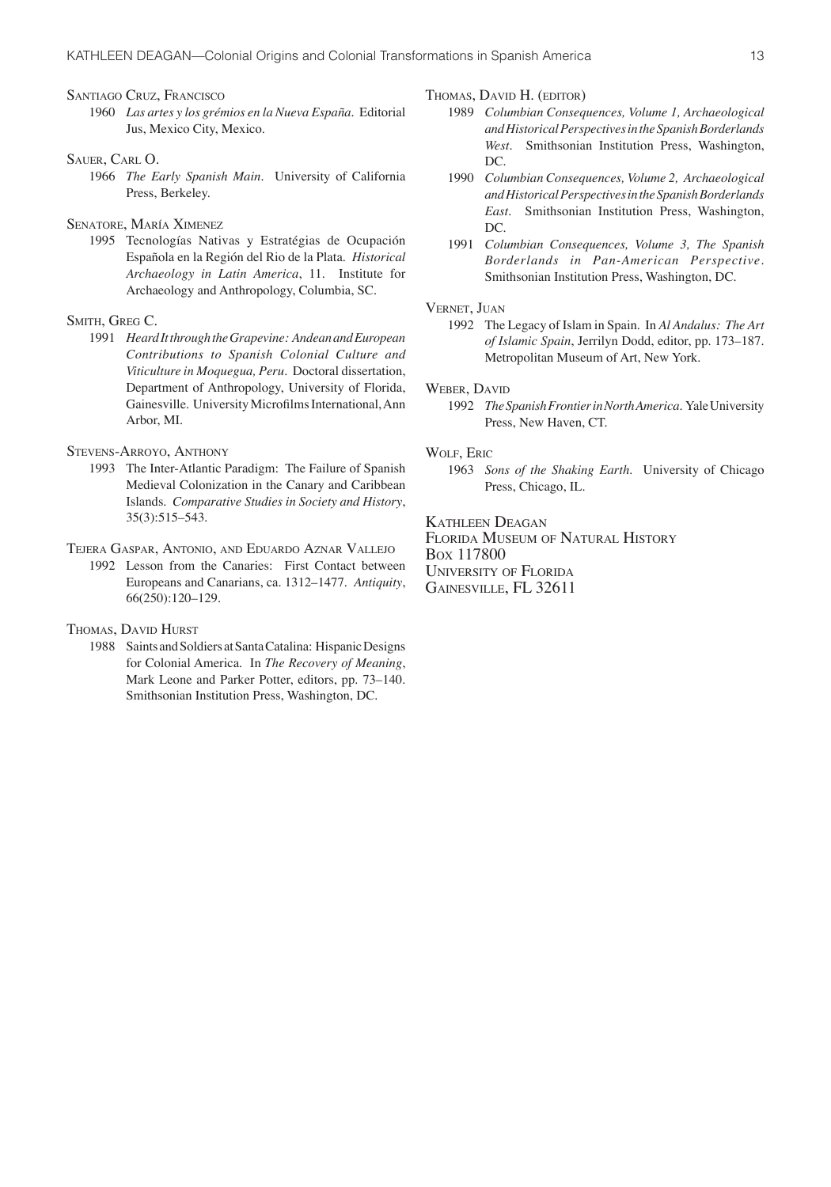Santiago Cruz, Francisco

1960 *Las artes y los grémios en la Nueva España*. Editorial Jus, Mexico City, Mexico.

Sauer, Carl O.

1966 *The Early Spanish Main*. University of California Press, Berkeley.

Senatore, María Ximenez

1995 Tecnologías Nativas y Estratégias de Ocupación Española en la Región del Rio de la Plata. *Historical Archaeology in Latin America*, 11. Institute for Archaeology and Anthropology, Columbia, SC.

Smith, Greg C.

1991 *Heard It through the Grapevine: Andean and European Contributions to Spanish Colonial Culture and Viticulture in Moquegua, Peru*. Doctoral dissertation, Department of Anthropology, University of Florida, Gainesville. University Microfilms International, Ann Arbor, MI.

Stevens-Arroyo, Anthony

1993 The Inter-Atlantic Paradigm: The Failure of Spanish Medieval Colonization in the Canary and Caribbean Islands. *Comparative Studies in Society and History*, 35(3):515–543.

Tejera Gaspar, Antonio, and Eduardo Aznar Vallejo

1992 Lesson from the Canaries: First Contact between Europeans and Canarians, ca. 1312–1477. *Antiquity*, 66(250):120–129.

Thomas, David Hurst

1988 Saints and Soldiers at Santa Catalina: Hispanic Designs for Colonial America. In *The Recovery of Meaning*, Mark Leone and Parker Potter, editors, pp. 73–140. Smithsonian Institution Press, Washington, DC.

Thomas, David H. (editor)

1989 *Columbian Consequences, Volume 1, Archaeological and Historical Perspectives in the Spanish Borderlands West*. Smithsonian Institution Press, Washington, DC.

1990 *Columbian Consequences, Volume 2, Archaeological and Historical Perspectives in the Spanish Borderlands East*. Smithsonian Institution Press, Washington, DC.

1991 *Columbian Consequences, Volume 3, The Spanish Borderlands in Pan-American Perspective*. Smithsonian Institution Press, Washington, DC.

Vernet, Juan

1992 The Legacy of Islam in Spain. In *Al Andalus: The Art of Islamic Spain*, Jerrilyn Dodd, editor, pp. 173–187. Metropolitan Museum of Art, New York.

Weber, David

1992 *The Spanish Frontier in North America*. Yale University Press, New Haven, CT.

Wolf, Eric

1963 *Sons of the Shaking Earth*. University of Chicago Press, Chicago, IL.

Kathleen Deagan
Florida Museum of Natural History
Box 117800
University of Florida
Gainesville, FL 32611